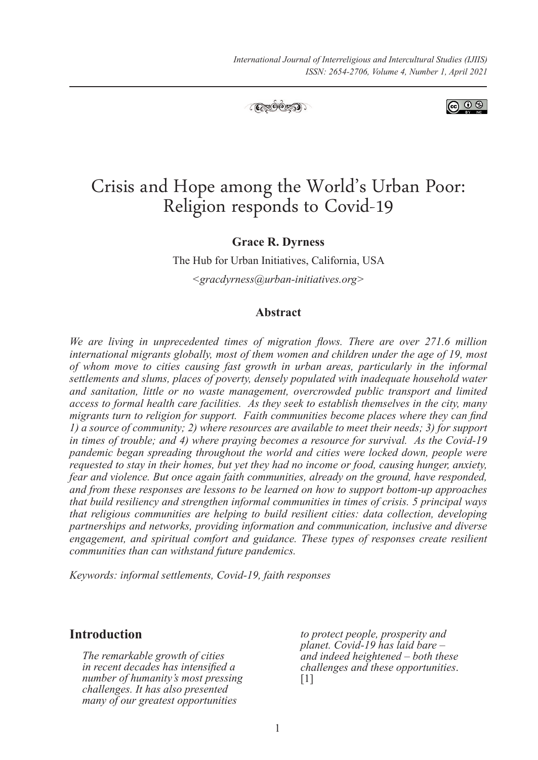# Crisis and Hope among the World's Urban Poor: Religion responds to Covid-19

**Grace R. Dyrness**

The Hub for Urban Initiatives, California, USA

*<gracdyrness@urban-initiatives.org>*

### Abstract

*We are living in unprecedented times of migration flows. There are over 271.6 million international migrants globally, most of them women and children under the age of 19, most of whom move to cities causing fast growth in urban areas, particularly in the informal settlements and slums, places of poverty, densely populated with inadequate household water and sanitation, little or no waste management, overcrowded public transport and limited access to formal health care facilities. As they seek to establish themselves in the city, many migrants turn to religion for support. Faith communities become places where they can find 1) a source of community; 2) where resources are available to meet their needs; 3) for support in times of trouble; and 4) where praying becomes a resource for survival. As the Covid-19 pandemic began spreading throughout the world and cities were locked down, people were requested to stay in their homes, but yet they had no income or food, causing hunger, anxiety, fear and violence. But once again faith communities, already on the ground, have responded, and from these responses are lessons to be learned on how to support bottom-up approaches that build resiliency and strengthen informal communities in times of crisis. 5 principal ways that religious communities are helping to build resilient cities: data collection, developing partnerships and networks, providing information and communication, inclusive and diverse engagement, and spiritual comfort and guidance. These types of responses create resilient communities than can withstand future pandemics.*

*Keywords: informal settlements, Covid-19, faith responses*

## Introduction

*The remarkable growth of cities in recent decades has intensified a number of humanity's most pressing challenges. It has also presented many of our greatest opportunities to protect people, prosperity and planet. Covid-19 has laid bare – and indeed heightened – both these challenges and these opportunities.* [1]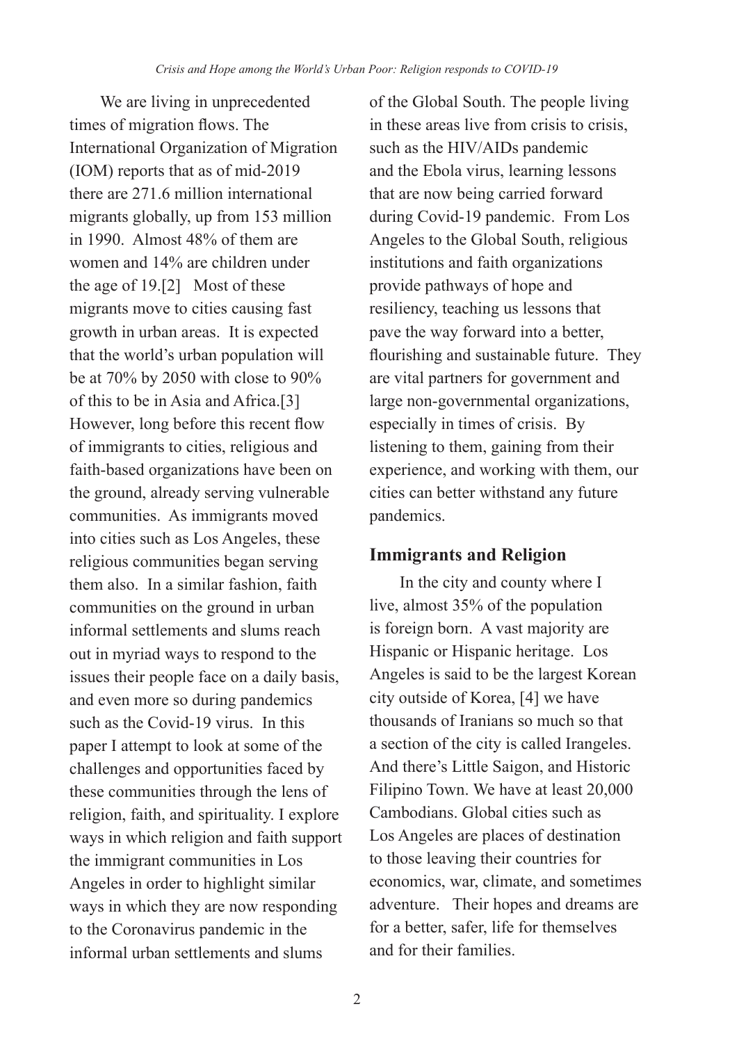We are living in unprecedented times of migration flows. The International Organization of Migration (IOM) reports that as of mid-2019 there are 271.6 million international migrants globally, up from 153 million in 1990. Almost 48% of them are women and 14% are children under the age of 19.[2] Most of these migrants move to cities causing fast growth in urban areas. It is expected that the world's urban population will be at 70% by 2050 with close to 90% of this to be in Asia and Africa.[3] However, long before this recent flow of immigrants to cities, religious and faith-based organizations have been on the ground, already serving vulnerable communities. As immigrants moved into cities such as Los Angeles, these religious communities began serving them also. In a similar fashion, faith communities on the ground in urban informal settlements and slums reach out in myriad ways to respond to the issues their people face on a daily basis, and even more so during pandemics such as the Covid-19 virus. In this paper I attempt to look at some of the challenges and opportunities faced by these communities through the lens of religion, faith, and spirituality. I explore ways in which religion and faith support the immigrant communities in Los Angeles in order to highlight similar ways in which they are now responding to the Coronavirus pandemic in the informal urban settlements and slums of the Global South. The people living in these areas live from crisis to crisis, such as the HIV/AIDs pandemic and the Ebola virus, learning lessons that are now being carried forward during Covid-19 pandemic. From Los Angeles to the Global South, religious institutions and faith organizations provide pathways of hope and resiliency, teaching us lessons that pave the way forward into a better, flourishing and sustainable future. They are vital partners for government and large non-governmental organizations, especially in times of crisis. By listening to them, gaining from their experience, and working with them, our cities can better withstand any future pandemics.

## Immigrants and Religion

In the city and county where I live, almost 35% of the population is foreign born. A vast majority are Hispanic or Hispanic heritage. Los Angeles is said to be the largest Korean city outside of Korea, [4] we have thousands of Iranians so much so that a section of the city is called Irangeles. And there's Little Saigon, and Historic Filipino Town. We have at least 20,000 Cambodians. Global cities such as Los Angeles are places of destination to those leaving their countries for economics, war, climate, and sometimes adventure. Their hopes and dreams are for a better, safer, life for themselves and for their families.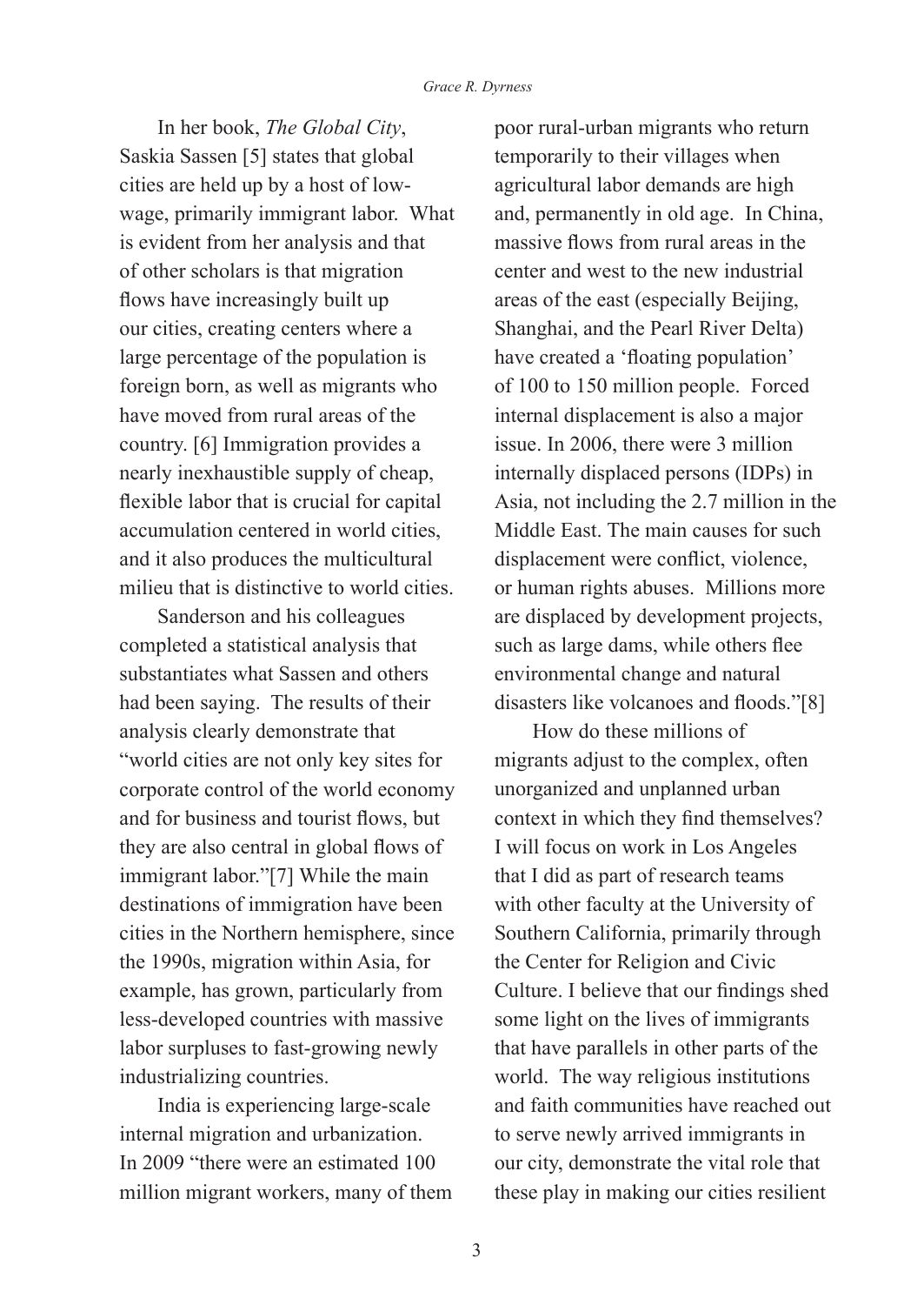In her book, *The Global City*, Saskia Sassen [5] states that global cities are held up by a host of low-wage, primarily immigrant labor. What is evident from her analysis and that of other scholars is that migration flows have increasingly built up our cities, creating centers where a large percentage of the population is foreign born, as well as migrants who have moved from rural areas of the country. [6] Immigration provides a nearly inexhaustible supply of cheap, flexible labor that is crucial for capital accumulation centered in world cities, and it also produces the multicultural milieu that is distinctive to world cities.

Sanderson and his colleagues completed a statistical analysis that substantiates what Sassen and others had been saying. The results of their analysis clearly demonstrate that "world cities are not only key sites for corporate control of the world economy and for business and tourist flows, but they are also central in global flows of immigrant labor."[7] While the main destinations of immigration have been cities in the Northern hemisphere, since the 1990s, migration within Asia, for example, has grown, particularly from less-developed countries with massive labor surpluses to fast-growing newly industrializing countries.

India is experiencing large-scale internal migration and urbanization. In 2009 "there were an estimated 100 million migrant workers, many of them poor rural-urban migrants who return temporarily to their villages when agricultural labor demands are high and, permanently in old age. In China, massive flows from rural areas in the center and west to the new industrial areas of the east (especially Beijing, Shanghai, and the Pearl River Delta) have created a 'floating population' of 100 to 150 million people. Forced internal displacement is also a major issue. In 2006, there were 3 million internally displaced persons (IDPs) in Asia, not including the 2.7 million in the Middle East. The main causes for such displacement were conflict, violence, or human rights abuses. Millions more are displaced by development projects, such as large dams, while others flee environmental change and natural disasters like volcanoes and floods."[8]

How do these millions of migrants adjust to the complex, often unorganized and unplanned urban context in which they find themselves? I will focus on work in Los Angeles that I did as part of research teams with other faculty at the University of Southern California, primarily through the Center for Religion and Civic Culture. I believe that our findings shed some light on the lives of immigrants that have parallels in other parts of the world. The way religious institutions and faith communities have reached out to serve newly arrived immigrants in our city, demonstrate the vital role that these play in making our cities resilient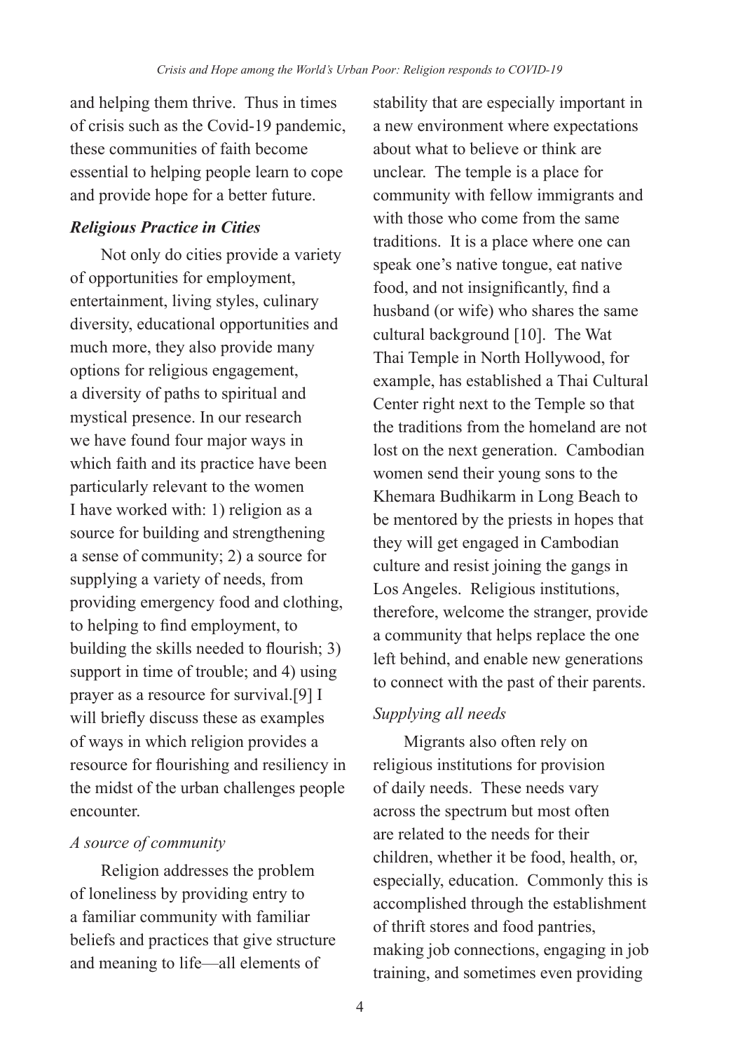and helping them thrive. Thus in times of crisis such as the Covid-19 pandemic, these communities of faith become essential to helping people learn to cope and provide hope for a better future.

### ***Religious Practice in Cities***

Not only do cities provide a variety of opportunities for employment, entertainment, living styles, culinary diversity, educational opportunities and much more, they also provide many options for religious engagement, a diversity of paths to spiritual and mystical presence. In our research we have found four major ways in which faith and its practice have been particularly relevant to the women I have worked with: 1) religion as a source for building and strengthening a sense of community; 2) a source for supplying a variety of needs, from providing emergency food and clothing, to helping to find employment, to building the skills needed to flourish; 3) support in time of trouble; and 4) using prayer as a resource for survival.[9] I will briefly discuss these as examples of ways in which religion provides a resource for flourishing and resiliency in the midst of the urban challenges people encounter.

#### *A source of community*

Religion addresses the problem of loneliness by providing entry to a familiar community with familiar beliefs and practices that give structure and meaning to life—all elements of stability that are especially important in a new environment where expectations about what to believe or think are unclear. The temple is a place for community with fellow immigrants and with those who come from the same traditions. It is a place where one can speak one's native tongue, eat native food, and not insignificantly, find a husband (or wife) who shares the same cultural background [10]. The Wat Thai Temple in North Hollywood, for example, has established a Thai Cultural Center right next to the Temple so that the traditions from the homeland are not lost on the next generation. Cambodian women send their young sons to the Khemara Budhikarm in Long Beach to be mentored by the priests in hopes that they will get engaged in Cambodian culture and resist joining the gangs in Los Angeles. Religious institutions, therefore, welcome the stranger, provide a community that helps replace the one left behind, and enable new generations to connect with the past of their parents.

#### *Supplying all needs*

Migrants also often rely on religious institutions for provision of daily needs. These needs vary across the spectrum but most often are related to the needs for their children, whether it be food, health, or, especially, education. Commonly this is accomplished through the establishment of thrift stores and food pantries, making job connections, engaging in job training, and sometimes even providing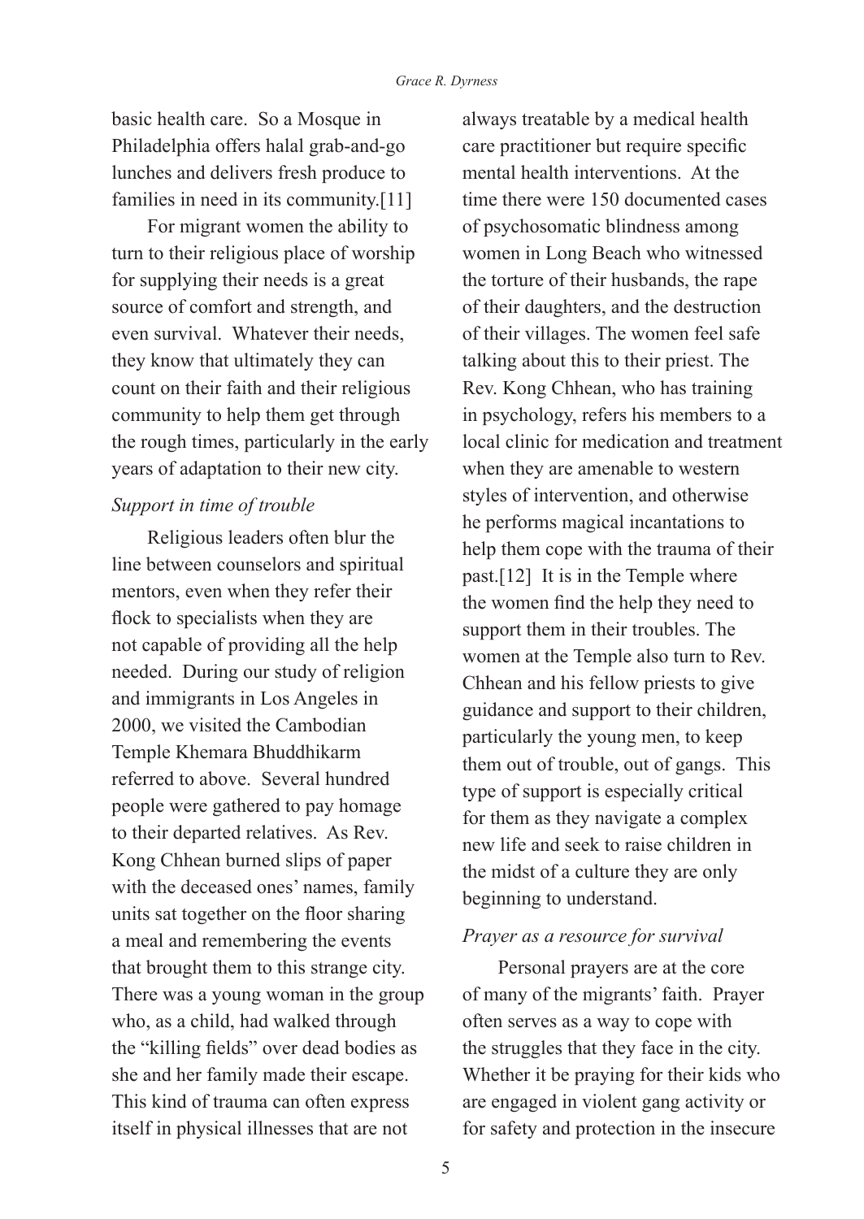basic health care. So a Mosque in Philadelphia offers halal grab-and-go lunches and delivers fresh produce to families in need in its community.[11]

For migrant women the ability to turn to their religious place of worship for supplying their needs is a great source of comfort and strength, and even survival. Whatever their needs, they know that ultimately they can count on their faith and their religious community to help them get through the rough times, particularly in the early years of adaptation to their new city.

*Support in time of trouble*

Religious leaders often blur the line between counselors and spiritual mentors, even when they refer their flock to specialists when they are not capable of providing all the help needed. During our study of religion and immigrants in Los Angeles in 2000, we visited the Cambodian Temple Khemara Bhuddhikarm referred to above. Several hundred people were gathered to pay homage to their departed relatives. As Rev. Kong Chhean burned slips of paper with the deceased ones' names, family units sat together on the floor sharing a meal and remembering the events that brought them to this strange city. There was a young woman in the group who, as a child, had walked through the "killing fields" over dead bodies as she and her family made their escape. This kind of trauma can often express itself in physical illnesses that are not always treatable by a medical health care practitioner but require specific mental health interventions. At the time there were 150 documented cases of psychosomatic blindness among women in Long Beach who witnessed the torture of their husbands, the rape of their daughters, and the destruction of their villages. The women feel safe talking about this to their priest. The Rev. Kong Chhean, who has training in psychology, refers his members to a local clinic for medication and treatment when they are amenable to western styles of intervention, and otherwise he performs magical incantations to help them cope with the trauma of their past.[12] It is in the Temple where the women find the help they need to support them in their troubles. The women at the Temple also turn to Rev. Chhean and his fellow priests to give guidance and support to their children, particularly the young men, to keep them out of trouble, out of gangs. This type of support is especially critical for them as they navigate a complex new life and seek to raise children in the midst of a culture they are only beginning to understand.

*Prayer as a resource for survival*

Personal prayers are at the core of many of the migrants' faith. Prayer often serves as a way to cope with the struggles that they face in the city. Whether it be praying for their kids who are engaged in violent gang activity or for safety and protection in the insecure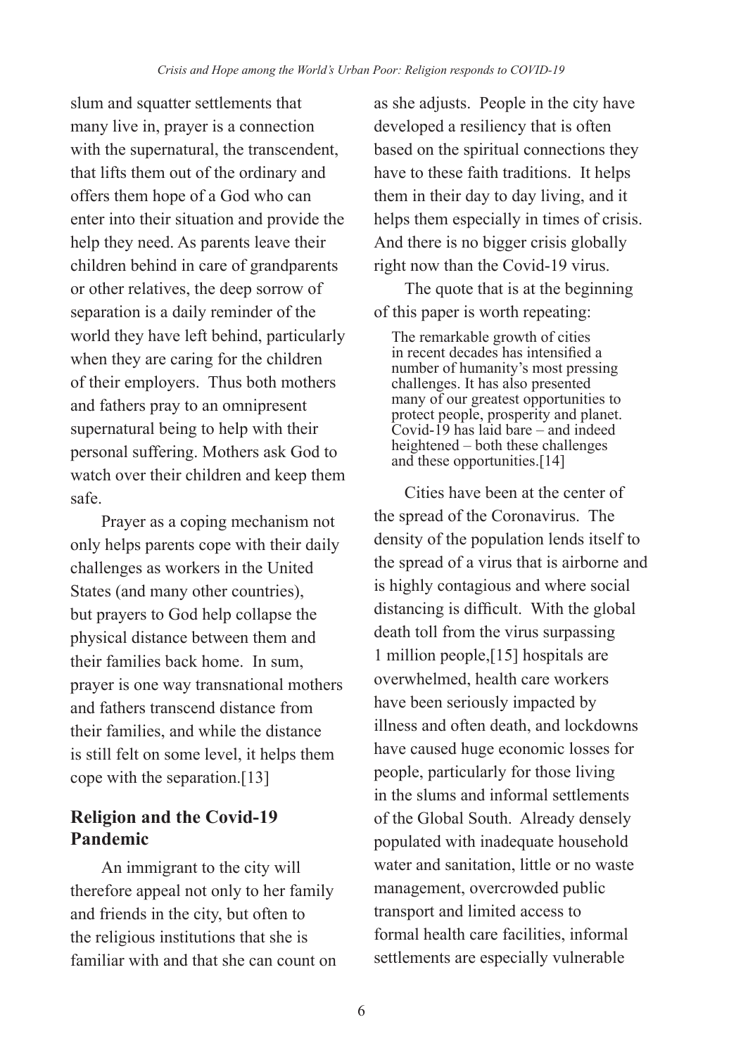slum and squatter settlements that many live in, prayer is a connection with the supernatural, the transcendent, that lifts them out of the ordinary and offers them hope of a God who can enter into their situation and provide the help they need. As parents leave their children behind in care of grandparents or other relatives, the deep sorrow of separation is a daily reminder of the world they have left behind, particularly when they are caring for the children of their employers. Thus both mothers and fathers pray to an omnipresent supernatural being to help with their personal suffering. Mothers ask God to watch over their children and keep them safe.

Prayer as a coping mechanism not only helps parents cope with their daily challenges as workers in the United States (and many other countries), but prayers to God help collapse the physical distance between them and their families back home. In sum, prayer is one way transnational mothers and fathers transcend distance from their families, and while the distance is still felt on some level, it helps them cope with the separation.[13]

## Religion and the Covid-19 Pandemic

An immigrant to the city will therefore appeal not only to her family and friends in the city, but often to the religious institutions that she is familiar with and that she can count on as she adjusts. People in the city have developed a resiliency that is often based on the spiritual connections they have to these faith traditions. It helps them in their day to day living, and it helps them especially in times of crisis. And there is no bigger crisis globally right now than the Covid-19 virus.

The quote that is at the beginning of this paper is worth repeating:

> The remarkable growth of cities in recent decades has intensified a number of humanity's most pressing challenges. It has also presented many of our greatest opportunities to protect people, prosperity and planet. Covid-19 has laid bare – and indeed heightened – both these challenges and these opportunities.[14]

Cities have been at the center of the spread of the Coronavirus. The density of the population lends itself to the spread of a virus that is airborne and is highly contagious and where social distancing is difficult. With the global death toll from the virus surpassing 1 million people,[15] hospitals are overwhelmed, health care workers have been seriously impacted by illness and often death, and lockdowns have caused huge economic losses for people, particularly for those living in the slums and informal settlements of the Global South. Already densely populated with inadequate household water and sanitation, little or no waste management, overcrowded public transport and limited access to formal health care facilities, informal settlements are especially vulnerable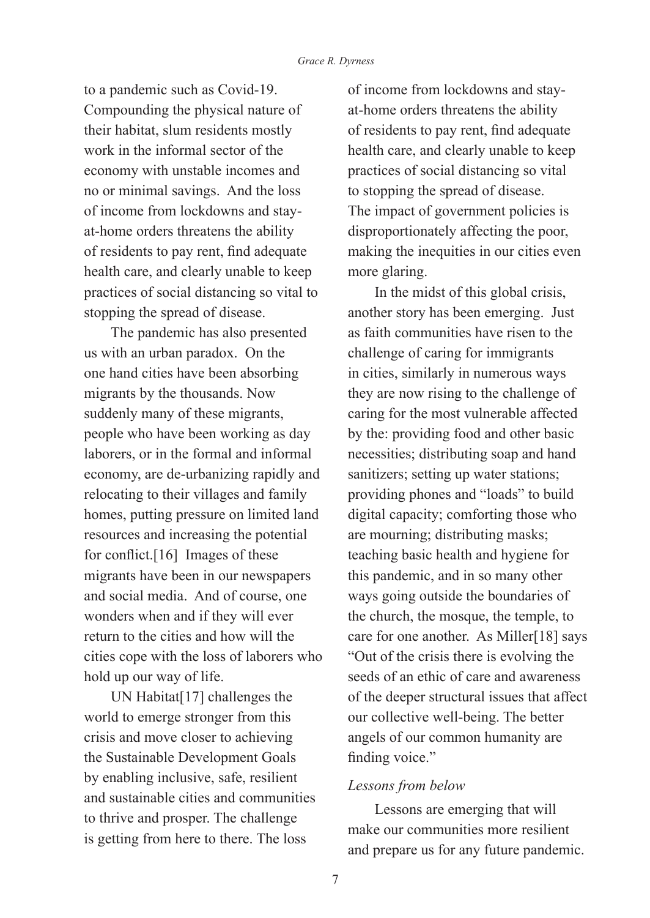to a pandemic such as Covid-19. Compounding the physical nature of their habitat, slum residents mostly work in the informal sector of the economy with unstable incomes and no or minimal savings. And the loss of income from lockdowns and stay-at-home orders threatens the ability of residents to pay rent, find adequate health care, and clearly unable to keep practices of social distancing so vital to stopping the spread of disease.

The pandemic has also presented us with an urban paradox. On the one hand cities have been absorbing migrants by the thousands. Now suddenly many of these migrants, people who have been working as day laborers, or in the formal and informal economy, are de-urbanizing rapidly and relocating to their villages and family homes, putting pressure on limited land resources and increasing the potential for conflict.[16] Images of these migrants have been in our newspapers and social media. And of course, one wonders when and if they will ever return to the cities and how will the cities cope with the loss of laborers who hold up our way of life.

UN Habitat[17] challenges the world to emerge stronger from this crisis and move closer to achieving the Sustainable Development Goals by enabling inclusive, safe, resilient and sustainable cities and communities to thrive and prosper. The challenge is getting from here to there. The loss of income from lockdowns and stay-at-home orders threatens the ability of residents to pay rent, find adequate health care, and clearly unable to keep practices of social distancing so vital to stopping the spread of disease. The impact of government policies is disproportionately affecting the poor, making the inequities in our cities even more glaring.

In the midst of this global crisis, another story has been emerging. Just as faith communities have risen to the challenge of caring for immigrants in cities, similarly in numerous ways they are now rising to the challenge of caring for the most vulnerable affected by the: providing food and other basic necessities; distributing soap and hand sanitizers; setting up water stations; providing phones and "loads" to build digital capacity; comforting those who are mourning; distributing masks; teaching basic health and hygiene for this pandemic, and in so many other ways going outside the boundaries of the church, the mosque, the temple, to care for one another. As Miller[18] says "Out of the crisis there is evolving the seeds of an ethic of care and awareness of the deeper structural issues that affect our collective well-being. The better angels of our common humanity are finding voice."

*Lessons from below*

Lessons are emerging that will make our communities more resilient and prepare us for any future pandemic.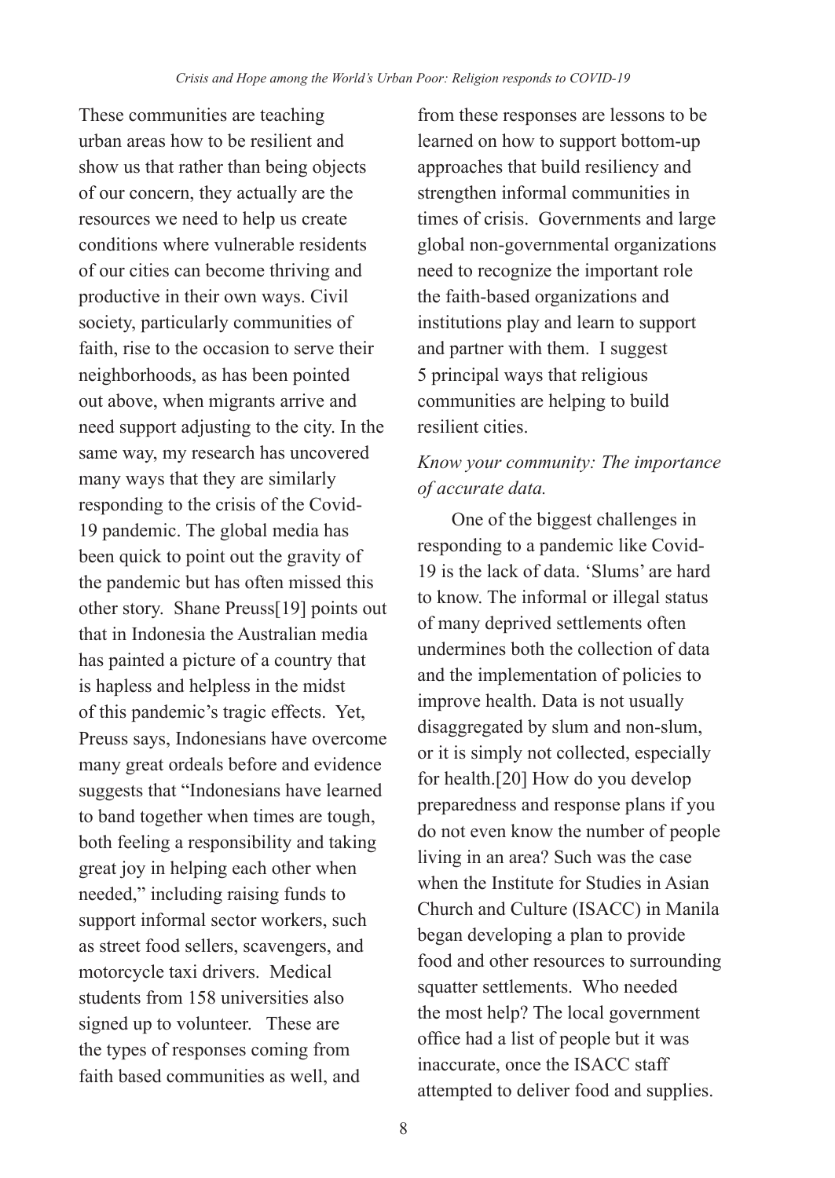These communities are teaching urban areas how to be resilient and show us that rather than being objects of our concern, they actually are the resources we need to help us create conditions where vulnerable residents of our cities can become thriving and productive in their own ways. Civil society, particularly communities of faith, rise to the occasion to serve their neighborhoods, as has been pointed out above, when migrants arrive and need support adjusting to the city. In the same way, my research has uncovered many ways that they are similarly responding to the crisis of the Covid-19 pandemic. The global media has been quick to point out the gravity of the pandemic but has often missed this other story. Shane Preuss[19] points out that in Indonesia the Australian media has painted a picture of a country that is hapless and helpless in the midst of this pandemic's tragic effects. Yet, Preuss says, Indonesians have overcome many great ordeals before and evidence suggests that "Indonesians have learned to band together when times are tough, both feeling a responsibility and taking great joy in helping each other when needed," including raising funds to support informal sector workers, such as street food sellers, scavengers, and motorcycle taxi drivers. Medical students from 158 universities also signed up to volunteer. These are the types of responses coming from faith based communities as well, and from these responses are lessons to be learned on how to support bottom-up approaches that build resiliency and strengthen informal communities in times of crisis. Governments and large global non-governmental organizations need to recognize the important role the faith-based organizations and institutions play and learn to support and partner with them. I suggest 5 principal ways that religious communities are helping to build resilient cities.

*Know your community: The importance of accurate data.*

One of the biggest challenges in responding to a pandemic like Covid-19 is the lack of data. 'Slums' are hard to know. The informal or illegal status of many deprived settlements often undermines both the collection of data and the implementation of policies to improve health. Data is not usually disaggregated by slum and non-slum, or it is simply not collected, especially for health.[20] How do you develop preparedness and response plans if you do not even know the number of people living in an area? Such was the case when the Institute for Studies in Asian Church and Culture (ISACC) in Manila began developing a plan to provide food and other resources to surrounding squatter settlements. Who needed the most help? The local government office had a list of people but it was inaccurate, once the ISACC staff attempted to deliver food and supplies.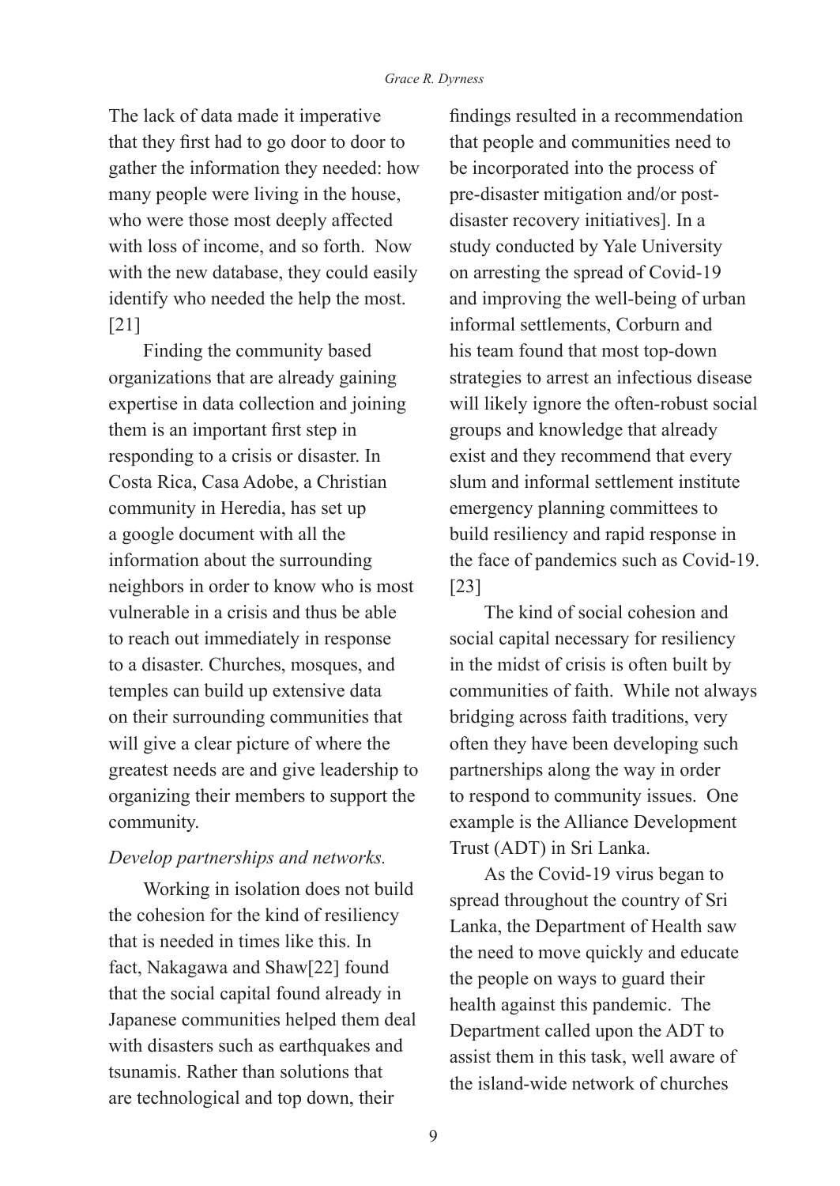The lack of data made it imperative that they first had to go door to door to gather the information they needed: how many people were living in the house, who were those most deeply affected with loss of income, and so forth. Now with the new database, they could easily identify who needed the help the most. [21]

Finding the community based organizations that are already gaining expertise in data collection and joining them is an important first step in responding to a crisis or disaster. In Costa Rica, Casa Adobe, a Christian community in Heredia, has set up a google document with all the information about the surrounding neighbors in order to know who is most vulnerable in a crisis and thus be able to reach out immediately in response to a disaster. Churches, mosques, and temples can build up extensive data on their surrounding communities that will give a clear picture of where the greatest needs are and give leadership to organizing their members to support the community.

*Develop partnerships and networks.*

Working in isolation does not build the cohesion for the kind of resiliency that is needed in times like this. In fact, Nakagawa and Shaw[22] found that the social capital found already in Japanese communities helped them deal with disasters such as earthquakes and tsunamis. Rather than solutions that are technological and top down, their findings resulted in a recommendation that people and communities need to be incorporated into the process of pre-disaster mitigation and/or post-disaster recovery initiatives]. In a study conducted by Yale University on arresting the spread of Covid-19 and improving the well-being of urban informal settlements, Corburn and his team found that most top-down strategies to arrest an infectious disease will likely ignore the often-robust social groups and knowledge that already exist and they recommend that every slum and informal settlement institute emergency planning committees to build resiliency and rapid response in the face of pandemics such as Covid-19. [23]

The kind of social cohesion and social capital necessary for resiliency in the midst of crisis is often built by communities of faith. While not always bridging across faith traditions, very often they have been developing such partnerships along the way in order to respond to community issues. One example is the Alliance Development Trust (ADT) in Sri Lanka.

As the Covid-19 virus began to spread throughout the country of Sri Lanka, the Department of Health saw the need to move quickly and educate the people on ways to guard their health against this pandemic. The Department called upon the ADT to assist them in this task, well aware of the island-wide network of churches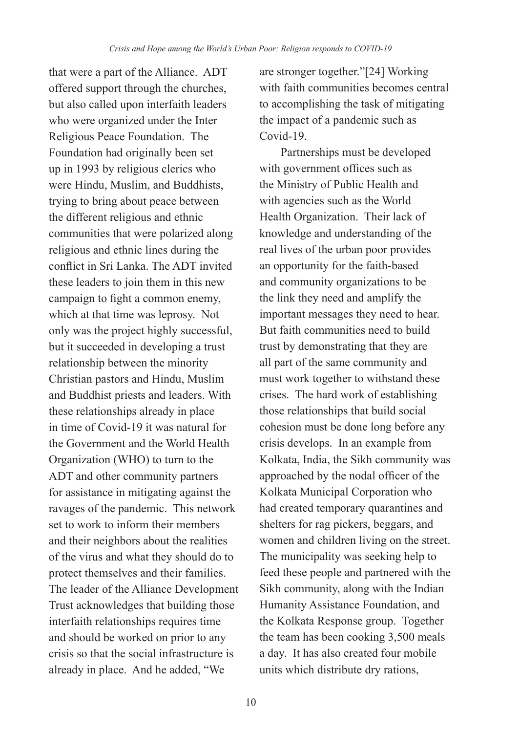that were a part of the Alliance. ADT offered support through the churches, but also called upon interfaith leaders who were organized under the Inter Religious Peace Foundation. The Foundation had originally been set up in 1993 by religious clerics who were Hindu, Muslim, and Buddhists, trying to bring about peace between the different religious and ethnic communities that were polarized along religious and ethnic lines during the conflict in Sri Lanka. The ADT invited these leaders to join them in this new campaign to fight a common enemy, which at that time was leprosy. Not only was the project highly successful, but it succeeded in developing a trust relationship between the minority Christian pastors and Hindu, Muslim and Buddhist priests and leaders. With these relationships already in place in time of Covid-19 it was natural for the Government and the World Health Organization (WHO) to turn to the ADT and other community partners for assistance in mitigating against the ravages of the pandemic. This network set to work to inform their members and their neighbors about the realities of the virus and what they should do to protect themselves and their families. The leader of the Alliance Development Trust acknowledges that building those interfaith relationships requires time and should be worked on prior to any crisis so that the social infrastructure is already in place. And he added, "We are stronger together."[24] Working with faith communities becomes central to accomplishing the task of mitigating the impact of a pandemic such as Covid-19.

Partnerships must be developed with government offices such as the Ministry of Public Health and with agencies such as the World Health Organization. Their lack of knowledge and understanding of the real lives of the urban poor provides an opportunity for the faith-based and community organizations to be the link they need and amplify the important messages they need to hear. But faith communities need to build trust by demonstrating that they are all part of the same community and must work together to withstand these crises. The hard work of establishing those relationships that build social cohesion must be done long before any crisis develops. In an example from Kolkata, India, the Sikh community was approached by the nodal officer of the Kolkata Municipal Corporation who had created temporary quarantines and shelters for rag pickers, beggars, and women and children living on the street. The municipality was seeking help to feed these people and partnered with the Sikh community, along with the Indian Humanity Assistance Foundation, and the Kolkata Response group. Together the team has been cooking 3,500 meals a day. It has also created four mobile units which distribute dry rations,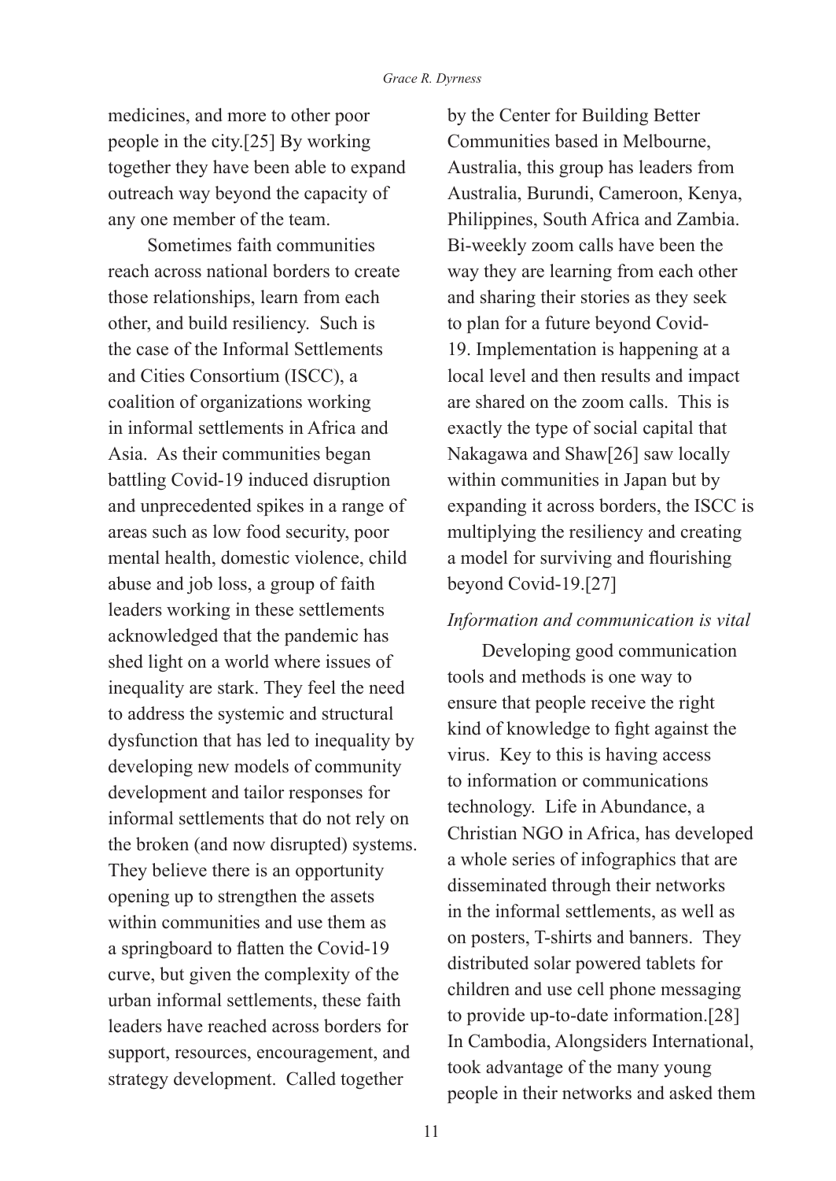medicines, and more to other poor people in the city.[25] By working together they have been able to expand outreach way beyond the capacity of any one member of the team.

Sometimes faith communities reach across national borders to create those relationships, learn from each other, and build resiliency. Such is the case of the Informal Settlements and Cities Consortium (ISCC), a coalition of organizations working in informal settlements in Africa and Asia. As their communities began battling Covid-19 induced disruption and unprecedented spikes in a range of areas such as low food security, poor mental health, domestic violence, child abuse and job loss, a group of faith leaders working in these settlements acknowledged that the pandemic has shed light on a world where issues of inequality are stark. They feel the need to address the systemic and structural dysfunction that has led to inequality by developing new models of community development and tailor responses for informal settlements that do not rely on the broken (and now disrupted) systems. They believe there is an opportunity opening up to strengthen the assets within communities and use them as a springboard to flatten the Covid-19 curve, but given the complexity of the urban informal settlements, these faith leaders have reached across borders for support, resources, encouragement, and strategy development. Called together by the Center for Building Better Communities based in Melbourne, Australia, this group has leaders from Australia, Burundi, Cameroon, Kenya, Philippines, South Africa and Zambia. Bi-weekly zoom calls have been the way they are learning from each other and sharing their stories as they seek to plan for a future beyond Covid-19. Implementation is happening at a local level and then results and impact are shared on the zoom calls. This is exactly the type of social capital that Nakagawa and Shaw[26] saw locally within communities in Japan but by expanding it across borders, the ISCC is multiplying the resiliency and creating a model for surviving and flourishing beyond Covid-19.[27]

*Information and communication is vital*

Developing good communication tools and methods is one way to ensure that people receive the right kind of knowledge to fight against the virus. Key to this is having access to information or communications technology. Life in Abundance, a Christian NGO in Africa, has developed a whole series of infographics that are disseminated through their networks in the informal settlements, as well as on posters, T-shirts and banners. They distributed solar powered tablets for children and use cell phone messaging to provide up-to-date information.[28] In Cambodia, Alongsiders International, took advantage of the many young people in their networks and asked them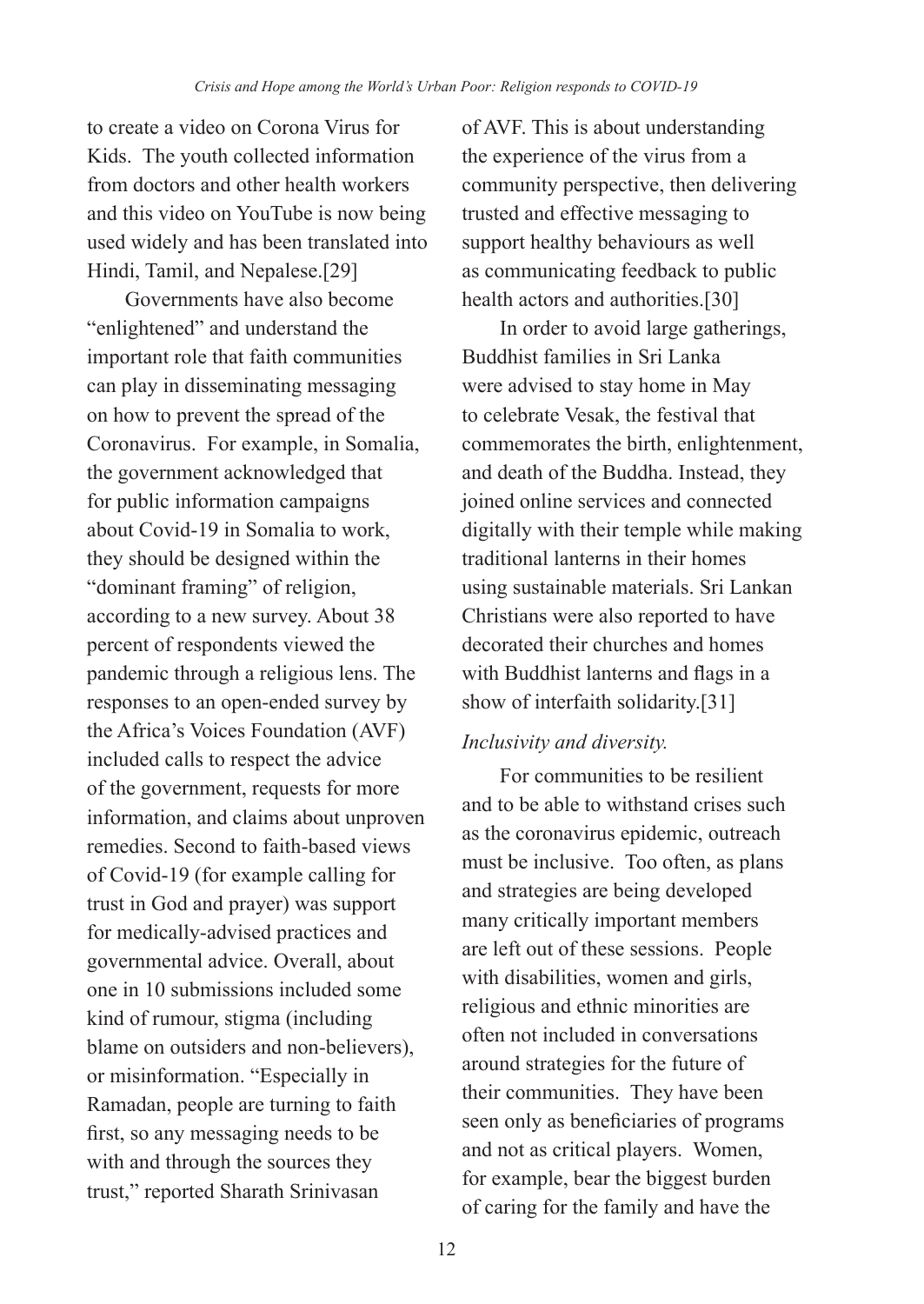to create a video on Corona Virus for Kids. The youth collected information from doctors and other health workers and this video on YouTube is now being used widely and has been translated into Hindi, Tamil, and Nepalese.[29]

Governments have also become "enlightened" and understand the important role that faith communities can play in disseminating messaging on how to prevent the spread of the Coronavirus. For example, in Somalia, the government acknowledged that for public information campaigns about Covid-19 in Somalia to work, they should be designed within the "dominant framing" of religion, according to a new survey. About 38 percent of respondents viewed the pandemic through a religious lens. The responses to an open-ended survey by the Africa's Voices Foundation (AVF) included calls to respect the advice of the government, requests for more information, and claims about unproven remedies. Second to faith-based views of Covid-19 (for example calling for trust in God and prayer) was support for medically-advised practices and governmental advice. Overall, about one in 10 submissions included some kind of rumour, stigma (including blame on outsiders and non-believers), or misinformation. "Especially in Ramadan, people are turning to faith first, so any messaging needs to be with and through the sources they trust," reported Sharath Srinivasan of AVF. This is about understanding the experience of the virus from a community perspective, then delivering trusted and effective messaging to support healthy behaviours as well as communicating feedback to public health actors and authorities.[30]

In order to avoid large gatherings, Buddhist families in Sri Lanka were advised to stay home in May to celebrate Vesak, the festival that commemorates the birth, enlightenment, and death of the Buddha. Instead, they joined online services and connected digitally with their temple while making traditional lanterns in their homes using sustainable materials. Sri Lankan Christians were also reported to have decorated their churches and homes with Buddhist lanterns and flags in a show of interfaith solidarity.[31]

*Inclusivity and diversity.*

For communities to be resilient and to be able to withstand crises such as the coronavirus epidemic, outreach must be inclusive. Too often, as plans and strategies are being developed many critically important members are left out of these sessions. People with disabilities, women and girls, religious and ethnic minorities are often not included in conversations around strategies for the future of their communities. They have been seen only as beneficiaries of programs and not as critical players. Women, for example, bear the biggest burden of caring for the family and have the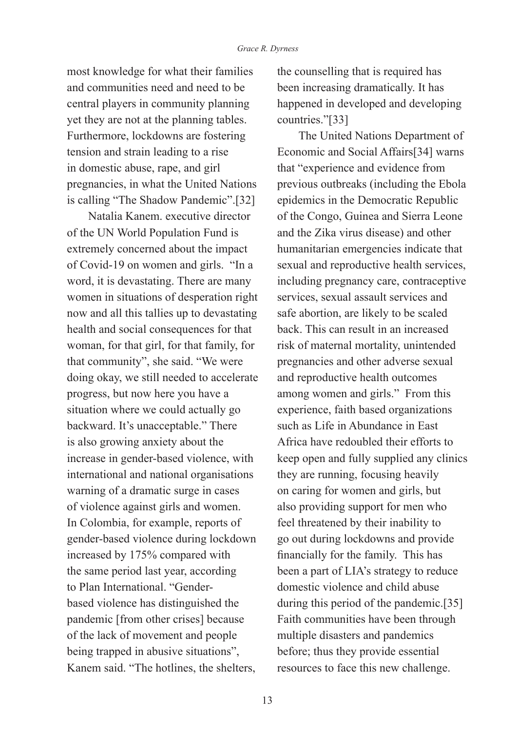most knowledge for what their families and communities need and need to be central players in community planning yet they are not at the planning tables. Furthermore, lockdowns are fostering tension and strain leading to a rise in domestic abuse, rape, and girl pregnancies, in what the United Nations is calling "The Shadow Pandemic".[32]

Natalia Kanem. executive director of the UN World Population Fund is extremely concerned about the impact of Covid-19 on women and girls. "In a word, it is devastating. There are many women in situations of desperation right now and all this tallies up to devastating health and social consequences for that woman, for that girl, for that family, for that community", she said. "We were doing okay, we still needed to accelerate progress, but now here you have a situation where we could actually go backward. It's unacceptable." There is also growing anxiety about the increase in gender-based violence, with international and national organisations warning of a dramatic surge in cases of violence against girls and women. In Colombia, for example, reports of gender-based violence during lockdown increased by 175% compared with the same period last year, according to Plan International. "Gender-based violence has distinguished the pandemic [from other crises] because of the lack of movement and people being trapped in abusive situations", Kanem said. "The hotlines, the shelters, the counselling that is required has been increasing dramatically. It has happened in developed and developing countries."[33]

The United Nations Department of Economic and Social Affairs[34] warns that "experience and evidence from previous outbreaks (including the Ebola epidemics in the Democratic Republic of the Congo, Guinea and Sierra Leone and the Zika virus disease) and other humanitarian emergencies indicate that sexual and reproductive health services, including pregnancy care, contraceptive services, sexual assault services and safe abortion, are likely to be scaled back. This can result in an increased risk of maternal mortality, unintended pregnancies and other adverse sexual and reproductive health outcomes among women and girls." From this experience, faith based organizations such as Life in Abundance in East Africa have redoubled their efforts to keep open and fully supplied any clinics they are running, focusing heavily on caring for women and girls, but also providing support for men who feel threatened by their inability to go out during lockdowns and provide financially for the family. This has been a part of LIA's strategy to reduce domestic violence and child abuse during this period of the pandemic.[35] Faith communities have been through multiple disasters and pandemics before; thus they provide essential resources to face this new challenge.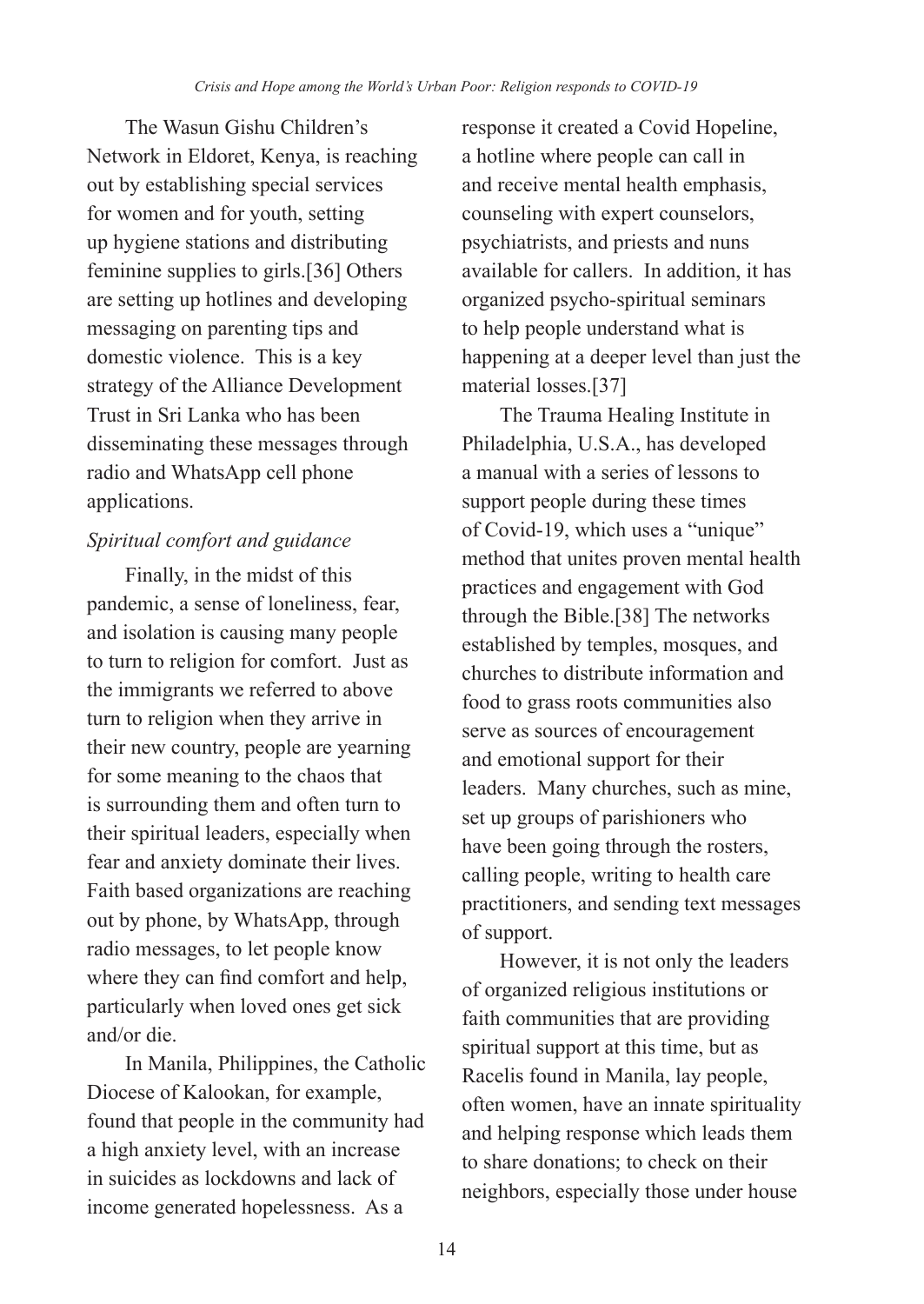The Wasun Gishu Children's Network in Eldoret, Kenya, is reaching out by establishing special services for women and for youth, setting up hygiene stations and distributing feminine supplies to girls.[36] Others are setting up hotlines and developing messaging on parenting tips and domestic violence. This is a key strategy of the Alliance Development Trust in Sri Lanka who has been disseminating these messages through radio and WhatsApp cell phone applications.

*Spiritual comfort and guidance*

Finally, in the midst of this pandemic, a sense of loneliness, fear, and isolation is causing many people to turn to religion for comfort. Just as the immigrants we referred to above turn to religion when they arrive in their new country, people are yearning for some meaning to the chaos that is surrounding them and often turn to their spiritual leaders, especially when fear and anxiety dominate their lives. Faith based organizations are reaching out by phone, by WhatsApp, through radio messages, to let people know where they can find comfort and help, particularly when loved ones get sick and/or die.

In Manila, Philippines, the Catholic Diocese of Kalookan, for example, found that people in the community had a high anxiety level, with an increase in suicides as lockdowns and lack of income generated hopelessness. As a response it created a Covid Hopeline, a hotline where people can call in and receive mental health emphasis, counseling with expert counselors, psychiatrists, and priests and nuns available for callers. In addition, it has organized psycho-spiritual seminars to help people understand what is happening at a deeper level than just the material losses.[37]

The Trauma Healing Institute in Philadelphia, U.S.A., has developed a manual with a series of lessons to support people during these times of Covid-19, which uses a "unique" method that unites proven mental health practices and engagement with God through the Bible.[38] The networks established by temples, mosques, and churches to distribute information and food to grass roots communities also serve as sources of encouragement and emotional support for their leaders. Many churches, such as mine, set up groups of parishioners who have been going through the rosters, calling people, writing to health care practitioners, and sending text messages of support.

However, it is not only the leaders of organized religious institutions or faith communities that are providing spiritual support at this time, but as Racelis found in Manila, lay people, often women, have an innate spirituality and helping response which leads them to share donations; to check on their neighbors, especially those under house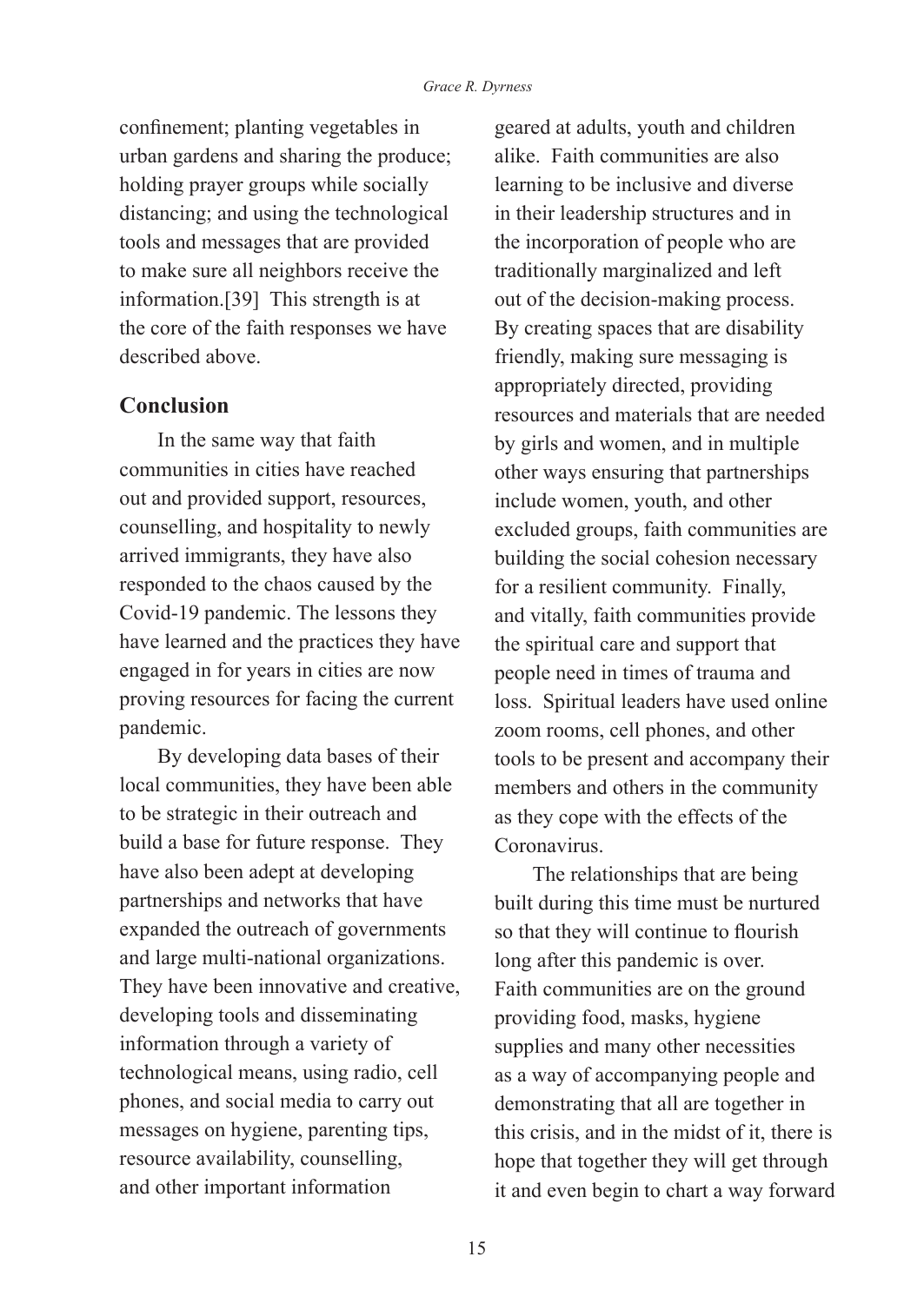confinement; planting vegetables in urban gardens and sharing the produce; holding prayer groups while socially distancing; and using the technological tools and messages that are provided to make sure all neighbors receive the information.[39] This strength is at the core of the faith responses we have described above.

## Conclusion

In the same way that faith communities in cities have reached out and provided support, resources, counselling, and hospitality to newly arrived immigrants, they have also responded to the chaos caused by the Covid-19 pandemic. The lessons they have learned and the practices they have engaged in for years in cities are now proving resources for facing the current pandemic.

By developing data bases of their local communities, they have been able to be strategic in their outreach and build a base for future response. They have also been adept at developing partnerships and networks that have expanded the outreach of governments and large multi-national organizations. They have been innovative and creative, developing tools and disseminating information through a variety of technological means, using radio, cell phones, and social media to carry out messages on hygiene, parenting tips, resource availability, counselling, and other important information geared at adults, youth and children alike. Faith communities are also learning to be inclusive and diverse in their leadership structures and in the incorporation of people who are traditionally marginalized and left out of the decision-making process. By creating spaces that are disability friendly, making sure messaging is appropriately directed, providing resources and materials that are needed by girls and women, and in multiple other ways ensuring that partnerships include women, youth, and other excluded groups, faith communities are building the social cohesion necessary for a resilient community. Finally, and vitally, faith communities provide the spiritual care and support that people need in times of trauma and loss. Spiritual leaders have used online zoom rooms, cell phones, and other tools to be present and accompany their members and others in the community as they cope with the effects of the Coronavirus.

The relationships that are being built during this time must be nurtured so that they will continue to flourish long after this pandemic is over. Faith communities are on the ground providing food, masks, hygiene supplies and many other necessities as a way of accompanying people and demonstrating that all are together in this crisis, and in the midst of it, there is hope that together they will get through it and even begin to chart a way forward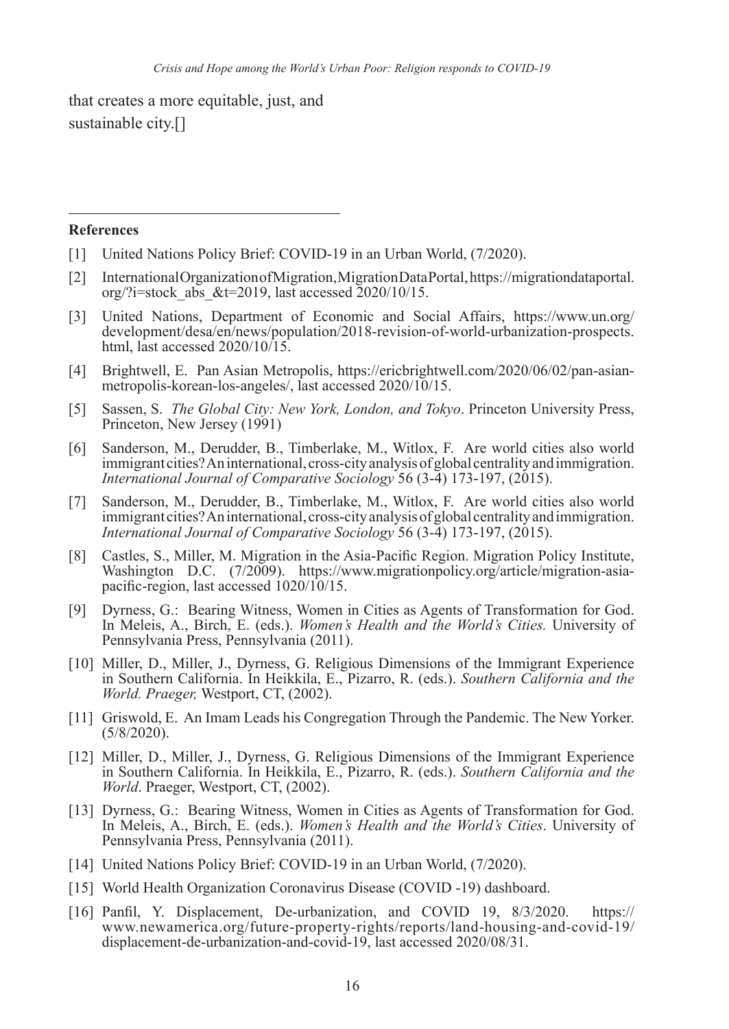that creates a more equitable, just, and sustainable city.[]

**References**

[1] United Nations Policy Brief: COVID-19 in an Urban World, (7/2020).

[2] International Organization of Migration, Migration Data Portal, https://migrationdataportal.org/?i=stock_abs_&t=2019, last accessed 2020/10/15.

[3] United Nations, Department of Economic and Social Affairs, https://www.un.org/development/desa/en/news/population/2018-revision-of-world-urbanization-prospects.html, last accessed 2020/10/15.

[4] Brightwell, E. Pan Asian Metropolis, https://ericbrightwell.com/2020/06/02/pan-asian-metropolis-korean-los-angeles/, last accessed 2020/10/15.

[5] Sassen, S. *The Global City: New York, London, and Tokyo*. Princeton University Press, Princeton, New Jersey (1991)

[6] Sanderson, M., Derudder, B., Timberlake, M., Witlox, F. Are world cities also world immigrant cities? An international, cross-city analysis of global centrality and immigration. *International Journal of Comparative Sociology* 56 (3-4) 173-197, (2015).

[7] Sanderson, M., Derudder, B., Timberlake, M., Witlox, F. Are world cities also world immigrant cities? An international, cross-city analysis of global centrality and immigration. *International Journal of Comparative Sociology* 56 (3-4) 173-197, (2015).

[8] Castles, S., Miller, M. Migration in the Asia-Pacific Region. Migration Policy Institute, Washington D.C. (7/2009). https://www.migrationpolicy.org/article/migration-asia-pacific-region, last accessed 1020/10/15.

[9] Dyrness, G.: Bearing Witness, Women in Cities as Agents of Transformation for God. In Meleis, A., Birch, E. (eds.). *Women's Health and the World's Cities.* University of Pennsylvania Press, Pennsylvania (2011).

[10] Miller, D., Miller, J., Dyrness, G. Religious Dimensions of the Immigrant Experience in Southern California. In Heikkila, E., Pizarro, R. (eds.). *Southern California and the World. Praeger,* Westport, CT, (2002).

[11] Griswold, E. An Imam Leads his Congregation Through the Pandemic. The New Yorker. (5/8/2020).

[12] Miller, D., Miller, J., Dyrness, G. Religious Dimensions of the Immigrant Experience in Southern California. In Heikkila, E., Pizarro, R. (eds.). *Southern California and the World*. Praeger, Westport, CT, (2002).

[13] Dyrness, G.: Bearing Witness, Women in Cities as Agents of Transformation for God. In Meleis, A., Birch, E. (eds.). *Women's Health and the World's Cities*. University of Pennsylvania Press, Pennsylvania (2011).

[14] United Nations Policy Brief: COVID-19 in an Urban World, (7/2020).

[15] World Health Organization Coronavirus Disease (COVID -19) dashboard.

[16] Panfil, Y. Displacement, De-urbanization, and COVID 19, 8/3/2020. https://www.newamerica.org/future-property-rights/reports/land-housing-and-covid-19/displacement-de-urbanization-and-covid-19, last accessed 2020/08/31.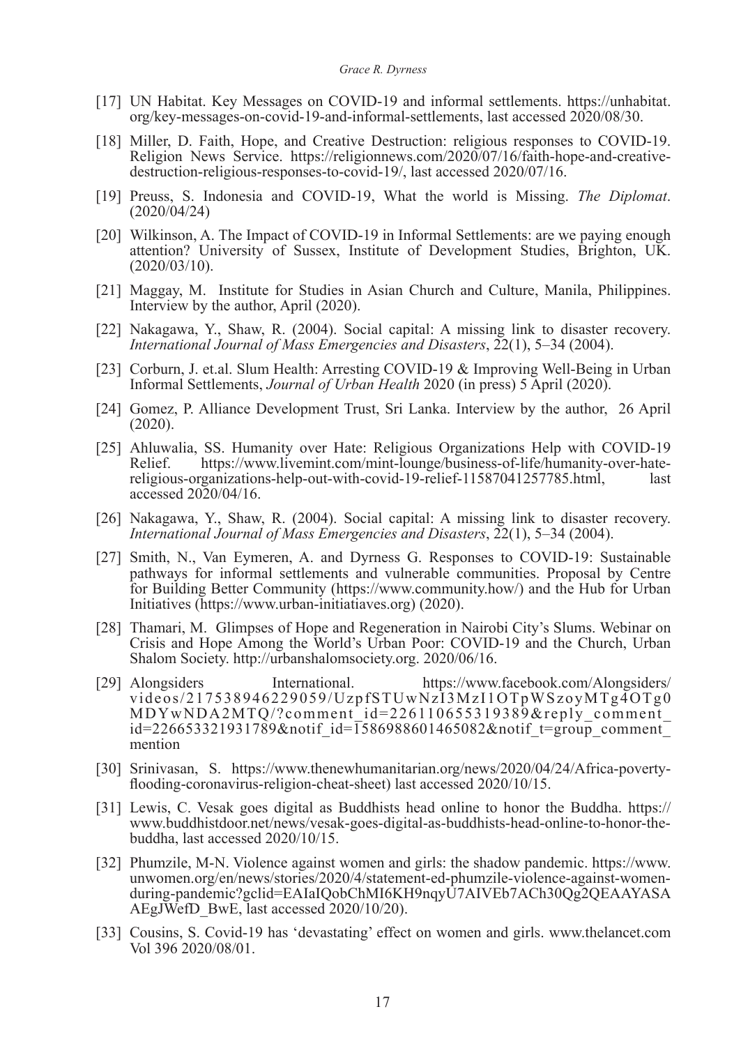[17] UN Habitat. Key Messages on COVID-19 and informal settlements. https://unhabitat.org/key-messages-on-covid-19-and-informal-settlements, last accessed 2020/08/30.

[18] Miller, D. Faith, Hope, and Creative Destruction: religious responses to COVID-19. Religion News Service. https://religionnews.com/2020/07/16/faith-hope-and-creative-destruction-religious-responses-to-covid-19/, last accessed 2020/07/16.

[19] Preuss, S. Indonesia and COVID-19, What the world is Missing. *The Diplomat*. (2020/04/24)

[20] Wilkinson, A. The Impact of COVID-19 in Informal Settlements: are we paying enough attention? University of Sussex, Institute of Development Studies, Brighton, UK. (2020/03/10).

[21] Maggay, M. Institute for Studies in Asian Church and Culture, Manila, Philippines. Interview by the author, April (2020).

[22] Nakagawa, Y., Shaw, R. (2004). Social capital: A missing link to disaster recovery. *International Journal of Mass Emergencies and Disasters*, 22(1), 5–34 (2004).

[23] Corburn, J. et.al. Slum Health: Arresting COVID-19 & Improving Well-Being in Urban Informal Settlements, *Journal of Urban Health* 2020 (in press) 5 April (2020).

[24] Gomez, P. Alliance Development Trust, Sri Lanka. Interview by the author, 26 April (2020).

[25] Ahluwalia, SS. Humanity over Hate: Religious Organizations Help with COVID-19 Relief. https://www.livemint.com/mint-lounge/business-of-life/humanity-over-hate-religious-organizations-help-out-with-covid-19-relief-11587041257785.html, last accessed 2020/04/16.

[26] Nakagawa, Y., Shaw, R. (2004). Social capital: A missing link to disaster recovery. *International Journal of Mass Emergencies and Disasters*, 22(1), 5–34 (2004).

[27] Smith, N., Van Eymeren, A. and Dyrness G. Responses to COVID-19: Sustainable pathways for informal settlements and vulnerable communities. Proposal by Centre for Building Better Community (https://www.community.how/) and the Hub for Urban Initiatives (https://www.urban-initiatiaves.org) (2020).

[28] Thamari, M. Glimpses of Hope and Regeneration in Nairobi City's Slums. Webinar on Crisis and Hope Among the World's Urban Poor: COVID-19 and the Church, Urban Shalom Society. http://urbanshalomsociety.org. 2020/06/16.

[29] Alongsiders International. https://www.facebook.com/Alongsiders/videos/217538946229059/UzpfSTUwNzI3MzI1OTpWSzoyMTg4OTg0MDYwNDA2MTQ/?comment_id=226110655319389&reply_comment_id=226653321931789&notif_id=1586988601465082&notif_t=group_comment_mention

[30] Srinivasan, S. https://www.thenewhumanitarian.org/news/2020/04/24/Africa-poverty-flooding-coronavirus-religion-cheat-sheet) last accessed 2020/10/15.

[31] Lewis, C. Vesak goes digital as Buddhists head online to honor the Buddha. https://www.buddhistdoor.net/news/vesak-goes-digital-as-buddhists-head-online-to-honor-the-buddha, last accessed 2020/10/15.

[32] Phumzile, M-N. Violence against women and girls: the shadow pandemic. https://www.unwomen.org/en/news/stories/2020/4/statement-ed-phumzile-violence-against-women-during-pandemic?gclid=EAIaIQobChMI6KH9nqyU7AIVEb7ACh30Qg2QEAAYASAAEgJWefD_BwE, last accessed 2020/10/20).

[33] Cousins, S. Covid-19 has 'devastating' effect on women and girls. www.thelancet.com Vol 396 2020/08/01.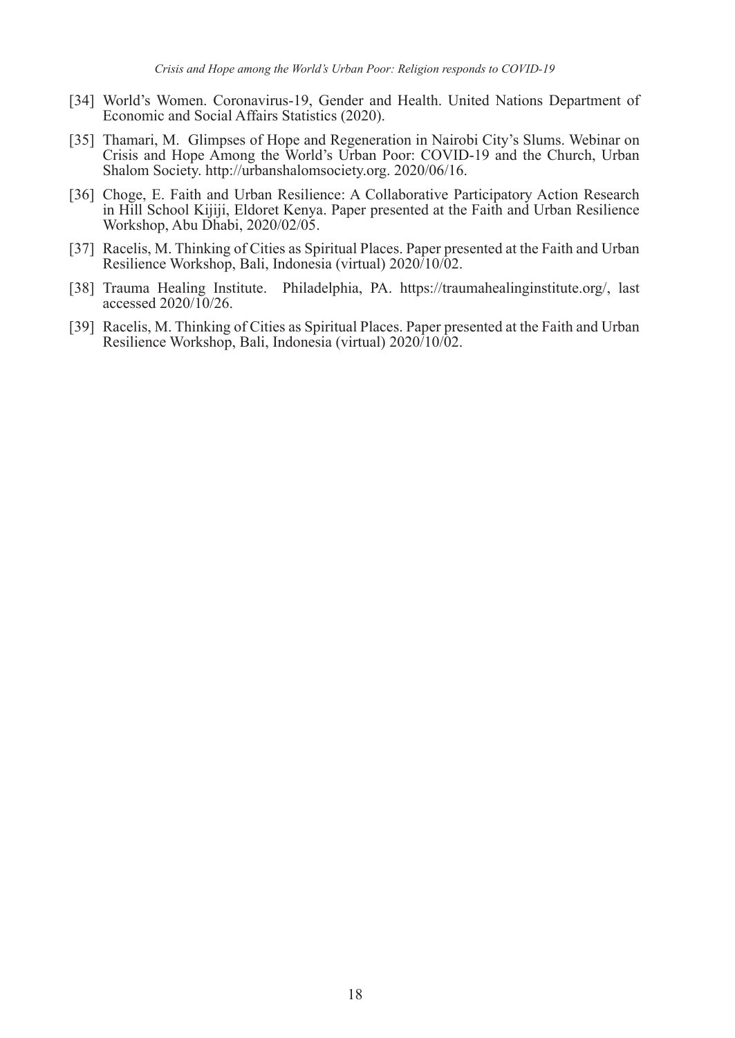[34] World's Women. Coronavirus-19, Gender and Health. United Nations Department of Economic and Social Affairs Statistics (2020).

[35] Thamari, M. Glimpses of Hope and Regeneration in Nairobi City's Slums. Webinar on Crisis and Hope Among the World's Urban Poor: COVID-19 and the Church, Urban Shalom Society. http://urbanshalomsociety.org. 2020/06/16.

[36] Choge, E. Faith and Urban Resilience: A Collaborative Participatory Action Research in Hill School Kijiji, Eldoret Kenya. Paper presented at the Faith and Urban Resilience Workshop, Abu Dhabi, 2020/02/05.

[37] Racelis, M. Thinking of Cities as Spiritual Places. Paper presented at the Faith and Urban Resilience Workshop, Bali, Indonesia (virtual) 2020/10/02.

[38] Trauma Healing Institute. Philadelphia, PA. https://traumahealinginstitute.org/, last accessed 2020/10/26.

[39] Racelis, M. Thinking of Cities as Spiritual Places. Paper presented at the Faith and Urban Resilience Workshop, Bali, Indonesia (virtual) 2020/10/02.